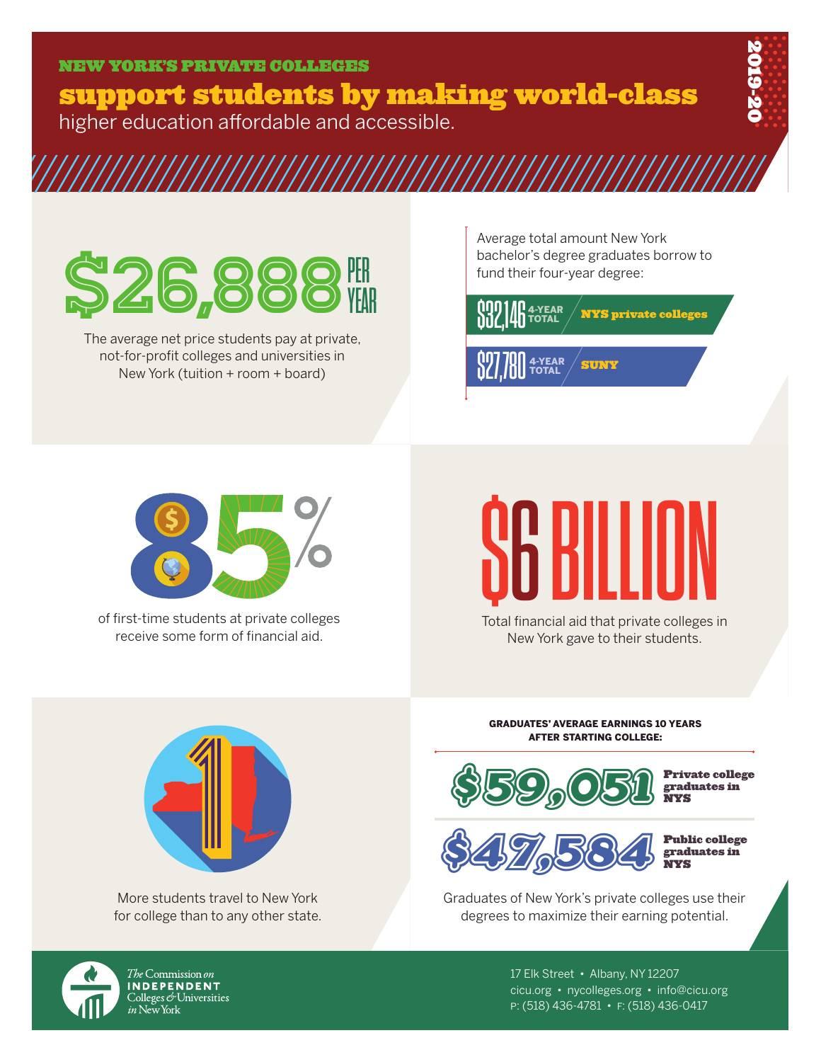## NEW YORK'S PRIVATE COLLEGES

# support students by making world-class higher education affordable and accessible.

2019-20

**$26,888 PER YEAR**

The average net price students pay at private, not-for-profit colleges and universities in New York (tuition + room + board)

Average total amount New York bachelor's degree graduates borrow to fund their four-year degree:

- **$32,146** 4-YEAR TOTAL — **NYS private colleges**
- **$27,780** 4-YEAR TOTAL — **SUNY**

**85%**

of first-time students at private colleges receive some form of financial aid.

**$6 BILLION**

Total financial aid that private colleges in New York gave to their students.

**1**

More students travel to New York for college than to any other state.

**GRADUATES' AVERAGE EARNINGS 10 YEARS AFTER STARTING COLLEGE:**

- **$59,051** — Private college graduates in NYS
- **$47,584** — Public college graduates in NYS

Graduates of New York's private colleges use their degrees to maximize their earning potential.

The Commission on Independent Colleges & Universities in New York

17 Elk Street • Albany, NY 12207
cicu.org • nycolleges.org • info@cicu.org
P: (518) 436-4781 • F: (518) 436-0417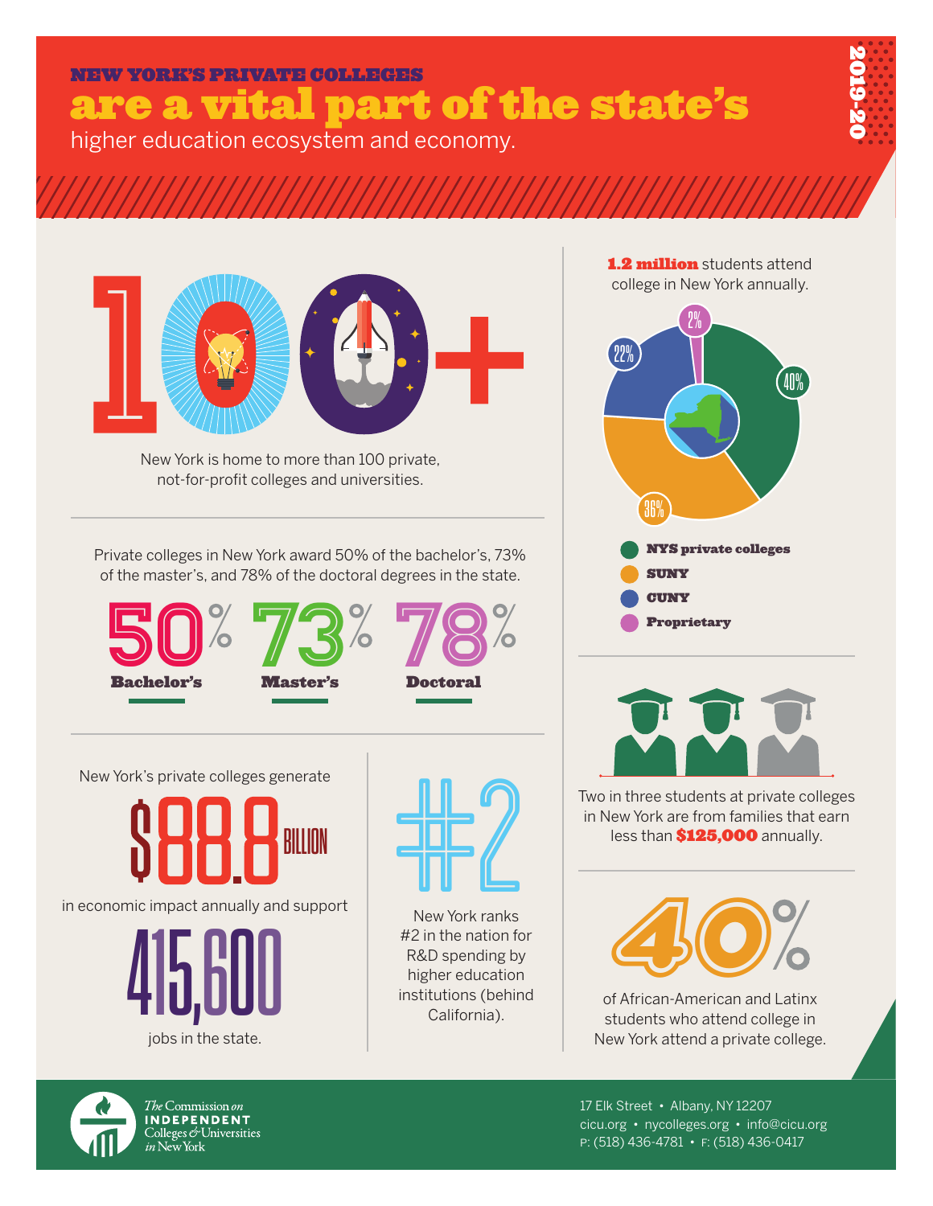# NEW YORK'S PRIVATE COLLEGES are a vital part of the state's higher education ecosystem and economy.

2019-20

## 100+

New York is home to more than 100 private, not-for-profit colleges and universities.

**1.2 million** students attend college in New York annually.

40%
36%
22%
2%

- NYS private colleges
- SUNY
- CUNY
- Proprietary

Private colleges in New York award 50% of the bachelor's, 73% of the master's, and 78% of the doctoral degrees in the state.

**50%** Bachelor's

**73%** Master's

**78%** Doctoral

Two in three students at private colleges in New York are from families that earn less than **$125,000** annually.

New York's private colleges generate

**$88.8 BILLION**

in economic impact annually and support

**415,600**

jobs in the state.

**#2**

New York ranks #2 in the nation for R&D spending by higher education institutions (behind California).

**40%**

of African-American and Latinx students who attend college in New York attend a private college.

*The* Commission *on* INDEPENDENT Colleges *&* Universities *in* New York

17 Elk Street • Albany, NY 12207
cicu.org • nycolleges.org • info@cicu.org
P: (518) 436-4781 • F: (518) 436-0417